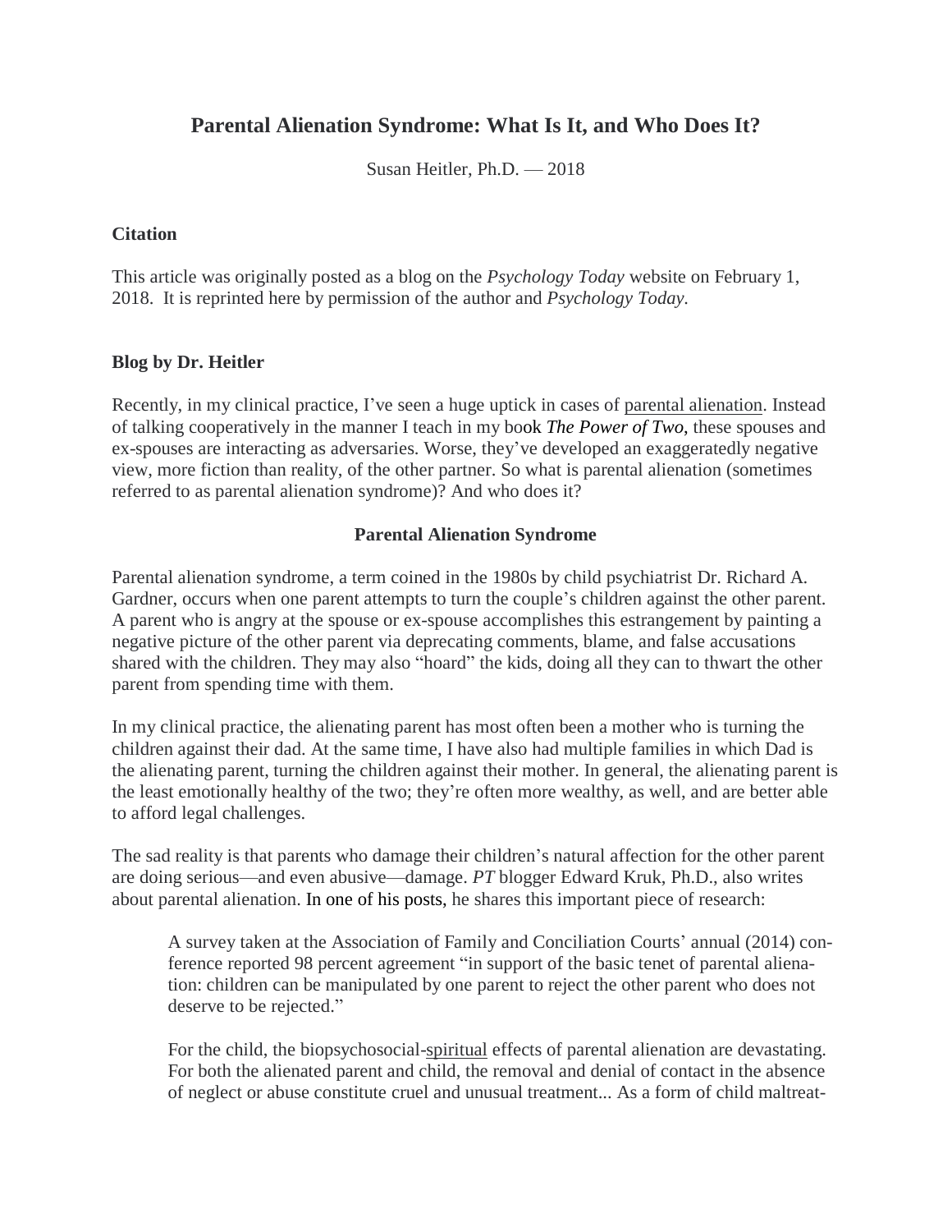# Parental Alienation Syndrome: What Is It, and Who Does It?

Susan Heitler, Ph.D. — 2018

### Citation

This article was originally posted as a blog on the *Psychology Today* website on February 1, 2018. It is reprinted here by permission of the author and *Psychology Today*.

### Blog by Dr. Heitler

Recently, in my clinical practice, I've seen a huge uptick in cases of parental alienation. Instead of talking cooperatively in the manner I teach in my book *The Power of Two*, these spouses and ex-spouses are interacting as adversaries. Worse, they've developed an exaggeratedly negative view, more fiction than reality, of the other partner. So what is parental alienation (sometimes referred to as parental alienation syndrome)? And who does it?

## Parental Alienation Syndrome

Parental alienation syndrome, a term coined in the 1980s by child psychiatrist Dr. Richard A. Gardner, occurs when one parent attempts to turn the couple's children against the other parent. A parent who is angry at the spouse or ex-spouse accomplishes this estrangement by painting a negative picture of the other parent via deprecating comments, blame, and false accusations shared with the children. They may also "hoard" the kids, doing all they can to thwart the other parent from spending time with them.

In my clinical practice, the alienating parent has most often been a mother who is turning the children against their dad. At the same time, I have also had multiple families in which Dad is the alienating parent, turning the children against their mother. In general, the alienating parent is the least emotionally healthy of the two; they're often more wealthy, as well, and are better able to afford legal challenges.

The sad reality is that parents who damage their children's natural affection for the other parent are doing serious—and even abusive—damage. *PT* blogger Edward Kruk, Ph.D., also writes about parental alienation. In one of his posts, he shares this important piece of research:

> A survey taken at the Association of Family and Conciliation Courts' annual (2014) conference reported 98 percent agreement "in support of the basic tenet of parental alienation: children can be manipulated by one parent to reject the other parent who does not deserve to be rejected."
>
> For the child, the biopsychosocial-spiritual effects of parental alienation are devastating. For both the alienated parent and child, the removal and denial of contact in the absence of neglect or abuse constitute cruel and unusual treatment... As a form of child maltreat-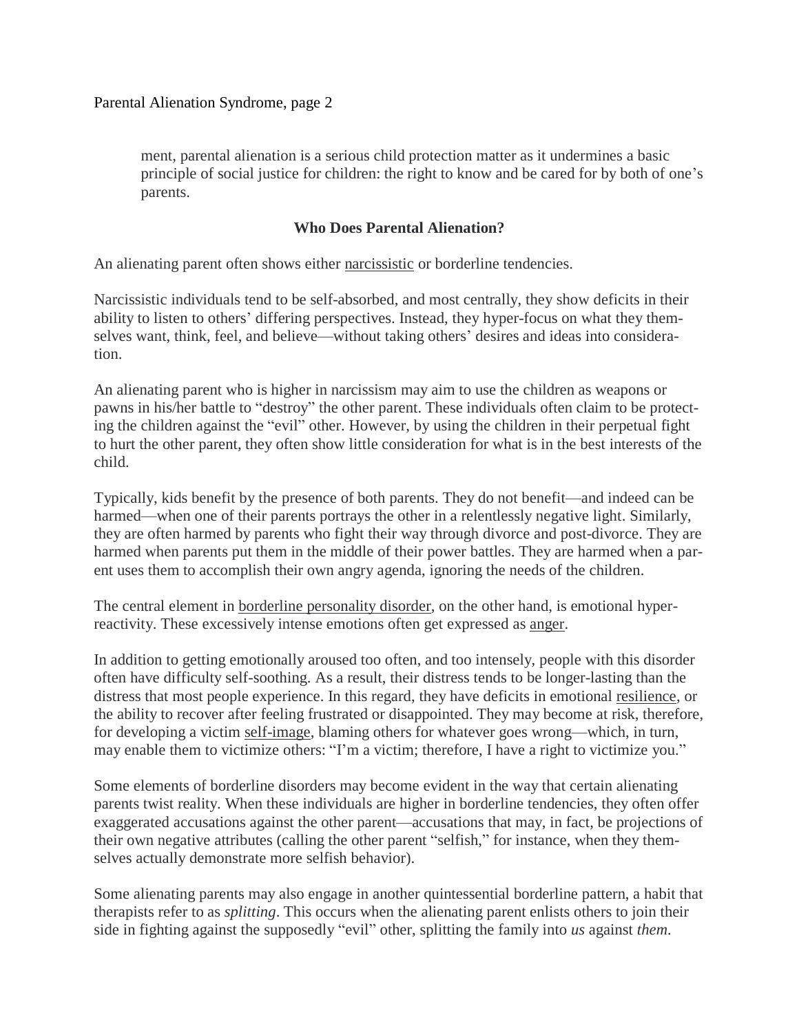ment, parental alienation is a serious child protection matter as it undermines a basic principle of social justice for children: the right to know and be cared for by both of one's parents.

### Who Does Parental Alienation?

An alienating parent often shows either narcissistic or borderline tendencies.

Narcissistic individuals tend to be self-absorbed, and most centrally, they show deficits in their ability to listen to others' differing perspectives. Instead, they hyper-focus on what they themselves want, think, feel, and believe—without taking others' desires and ideas into consideration.

An alienating parent who is higher in narcissism may aim to use the children as weapons or pawns in his/her battle to "destroy" the other parent. These individuals often claim to be protecting the children against the "evil" other. However, by using the children in their perpetual fight to hurt the other parent, they often show little consideration for what is in the best interests of the child.

Typically, kids benefit by the presence of both parents. They do not benefit—and indeed can be harmed—when one of their parents portrays the other in a relentlessly negative light. Similarly, they are often harmed by parents who fight their way through divorce and post-divorce. They are harmed when parents put them in the middle of their power battles. They are harmed when a parent uses them to accomplish their own angry agenda, ignoring the needs of the children.

The central element in borderline personality disorder, on the other hand, is emotional hyper-reactivity. These excessively intense emotions often get expressed as anger.

In addition to getting emotionally aroused too often, and too intensely, people with this disorder often have difficulty self-soothing. As a result, their distress tends to be longer-lasting than the distress that most people experience. In this regard, they have deficits in emotional resilience, or the ability to recover after feeling frustrated or disappointed. They may become at risk, therefore, for developing a victim self-image, blaming others for whatever goes wrong—which, in turn, may enable them to victimize others: "I'm a victim; therefore, I have a right to victimize you."

Some elements of borderline disorders may become evident in the way that certain alienating parents twist reality. When these individuals are higher in borderline tendencies, they often offer exaggerated accusations against the other parent—accusations that may, in fact, be projections of their own negative attributes (calling the other parent "selfish," for instance, when they themselves actually demonstrate more selfish behavior).

Some alienating parents may also engage in another quintessential borderline pattern, a habit that therapists refer to as *splitting*. This occurs when the alienating parent enlists others to join their side in fighting against the supposedly "evil" other, splitting the family into *us* against *them*.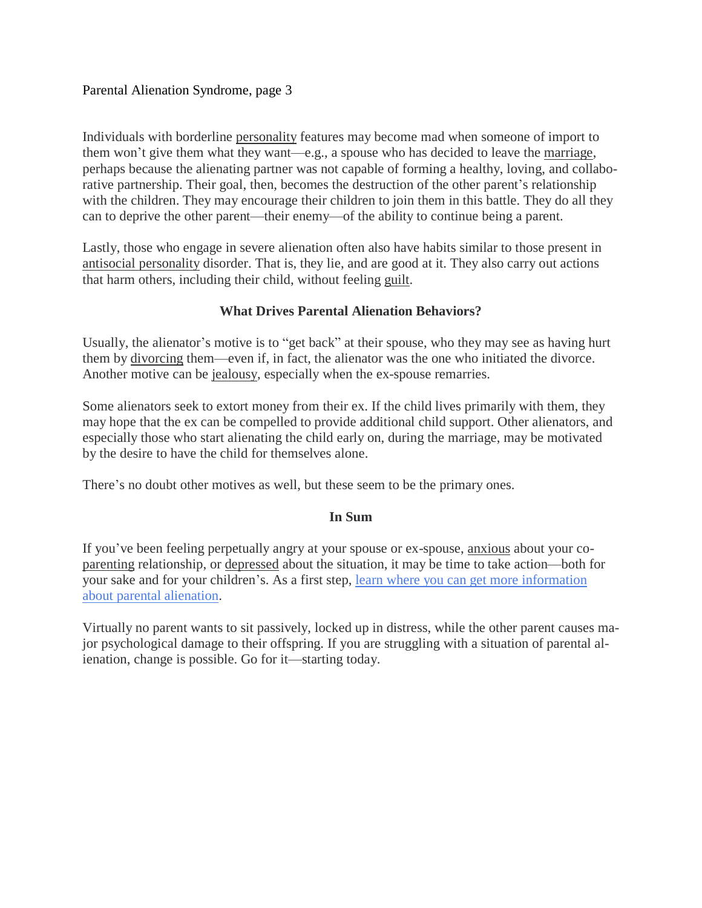Individuals with borderline personality features may become mad when someone of import to them won't give them what they want—e.g., a spouse who has decided to leave the marriage, perhaps because the alienating partner was not capable of forming a healthy, loving, and collaborative partnership. Their goal, then, becomes the destruction of the other parent's relationship with the children. They may encourage their children to join them in this battle. They do all they can to deprive the other parent—their enemy—of the ability to continue being a parent.

Lastly, those who engage in severe alienation often also have habits similar to those present in antisocial personality disorder. That is, they lie, and are good at it. They also carry out actions that harm others, including their child, without feeling guilt.

## What Drives Parental Alienation Behaviors?

Usually, the alienator's motive is to "get back" at their spouse, who they may see as having hurt them by divorcing them—even if, in fact, the alienator was the one who initiated the divorce. Another motive can be jealousy, especially when the ex-spouse remarries.

Some alienators seek to extort money from their ex. If the child lives primarily with them, they may hope that the ex can be compelled to provide additional child support. Other alienators, and especially those who start alienating the child early on, during the marriage, may be motivated by the desire to have the child for themselves alone.

There's no doubt other motives as well, but these seem to be the primary ones.

## In Sum

If you've been feeling perpetually angry at your spouse or ex-spouse, anxious about your co-parenting relationship, or depressed about the situation, it may be time to take action—both for your sake and for your children's. As a first step, learn where you can get more information about parental alienation.

Virtually no parent wants to sit passively, locked up in distress, while the other parent causes major psychological damage to their offspring. If you are struggling with a situation of parental alienation, change is possible. Go for it—starting today.